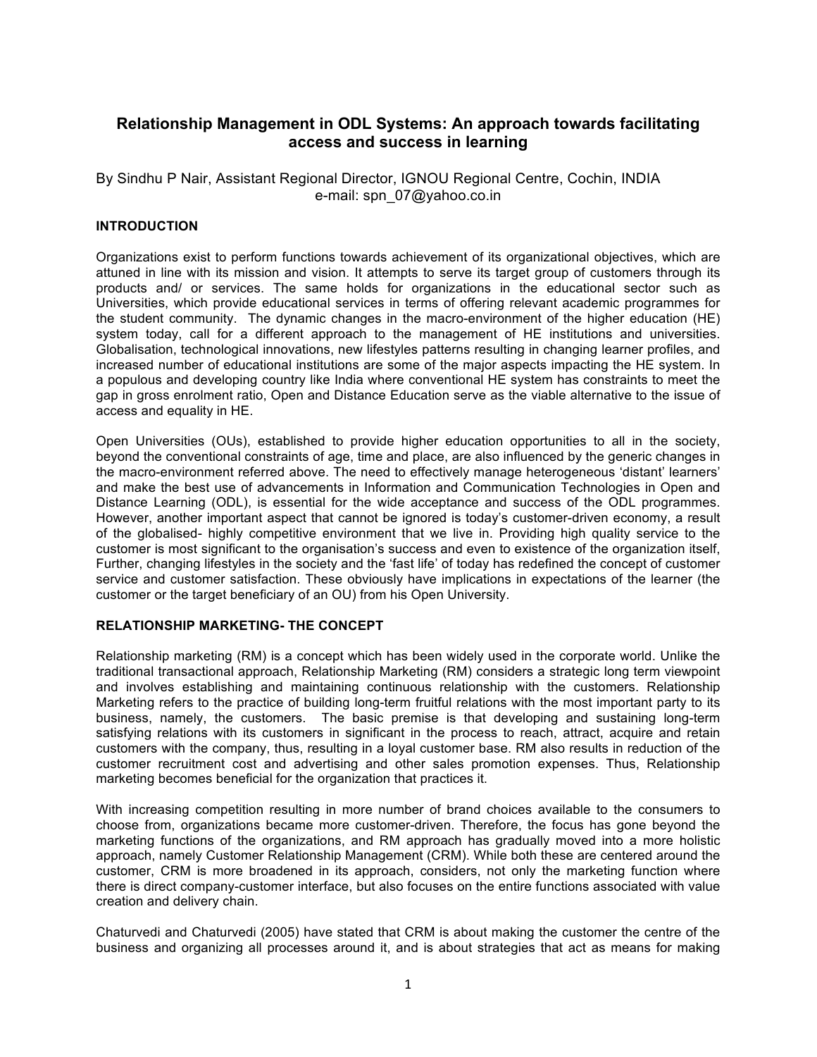# Relationship Management in ODL Systems: An approach towards facilitating access and success in learning

By Sindhu P Nair, Assistant Regional Director, IGNOU Regional Centre, Cochin, INDIA
e-mail: spn_07@yahoo.co.in

## INTRODUCTION

Organizations exist to perform functions towards achievement of its organizational objectives, which are attuned in line with its mission and vision. It attempts to serve its target group of customers through its products and/ or services. The same holds for organizations in the educational sector such as Universities, which provide educational services in terms of offering relevant academic programmes for the student community. The dynamic changes in the macro-environment of the higher education (HE) system today, call for a different approach to the management of HE institutions and universities. Globalisation, technological innovations, new lifestyles patterns resulting in changing learner profiles, and increased number of educational institutions are some of the major aspects impacting the HE system. In a populous and developing country like India where conventional HE system has constraints to meet the gap in gross enrolment ratio, Open and Distance Education serve as the viable alternative to the issue of access and equality in HE.

Open Universities (OUs), established to provide higher education opportunities to all in the society, beyond the conventional constraints of age, time and place, are also influenced by the generic changes in the macro-environment referred above. The need to effectively manage heterogeneous 'distant' learners and make the best use of advancements in Information and Communication Technologies in Open and Distance Learning (ODL), is essential for the wide acceptance and success of the ODL programmes. However, another important aspect that cannot be ignored is today's customer-driven economy, a result of the globalised- highly competitive environment that we live in. Providing high quality service to the customer is most significant to the organisation's success and even to existence of the organization itself, Further, changing lifestyles in the society and the 'fast life' of today has redefined the concept of customer service and customer satisfaction. These obviously have implications in expectations of the learner (the customer or the target beneficiary of an OU) from his Open University.

## RELATIONSHIP MARKETING- THE CONCEPT

Relationship marketing (RM) is a concept which has been widely used in the corporate world. Unlike the traditional transactional approach, Relationship Marketing (RM) considers a strategic long term viewpoint and involves establishing and maintaining continuous relationship with the customers. Relationship Marketing refers to the practice of building long-term fruitful relations with the most important party to its business, namely, the customers. The basic premise is that developing and sustaining long-term satisfying relations with its customers in significant in the process to reach, attract, acquire and retain customers with the company, thus, resulting in a loyal customer base. RM also results in reduction of the customer recruitment cost and advertising and other sales promotion expenses. Thus, Relationship marketing becomes beneficial for the organization that practices it.

With increasing competition resulting in more number of brand choices available to the consumers to choose from, organizations became more customer-driven. Therefore, the focus has gone beyond the marketing functions of the organizations, and RM approach has gradually moved into a more holistic approach, namely Customer Relationship Management (CRM). While both these are centered around the customer, CRM is more broadened in its approach, considers, not only the marketing function where there is direct company-customer interface, but also focuses on the entire functions associated with value creation and delivery chain.

Chaturvedi and Chaturvedi (2005) have stated that CRM is about making the customer the centre of the business and organizing all processes around it, and is about strategies that act as means for making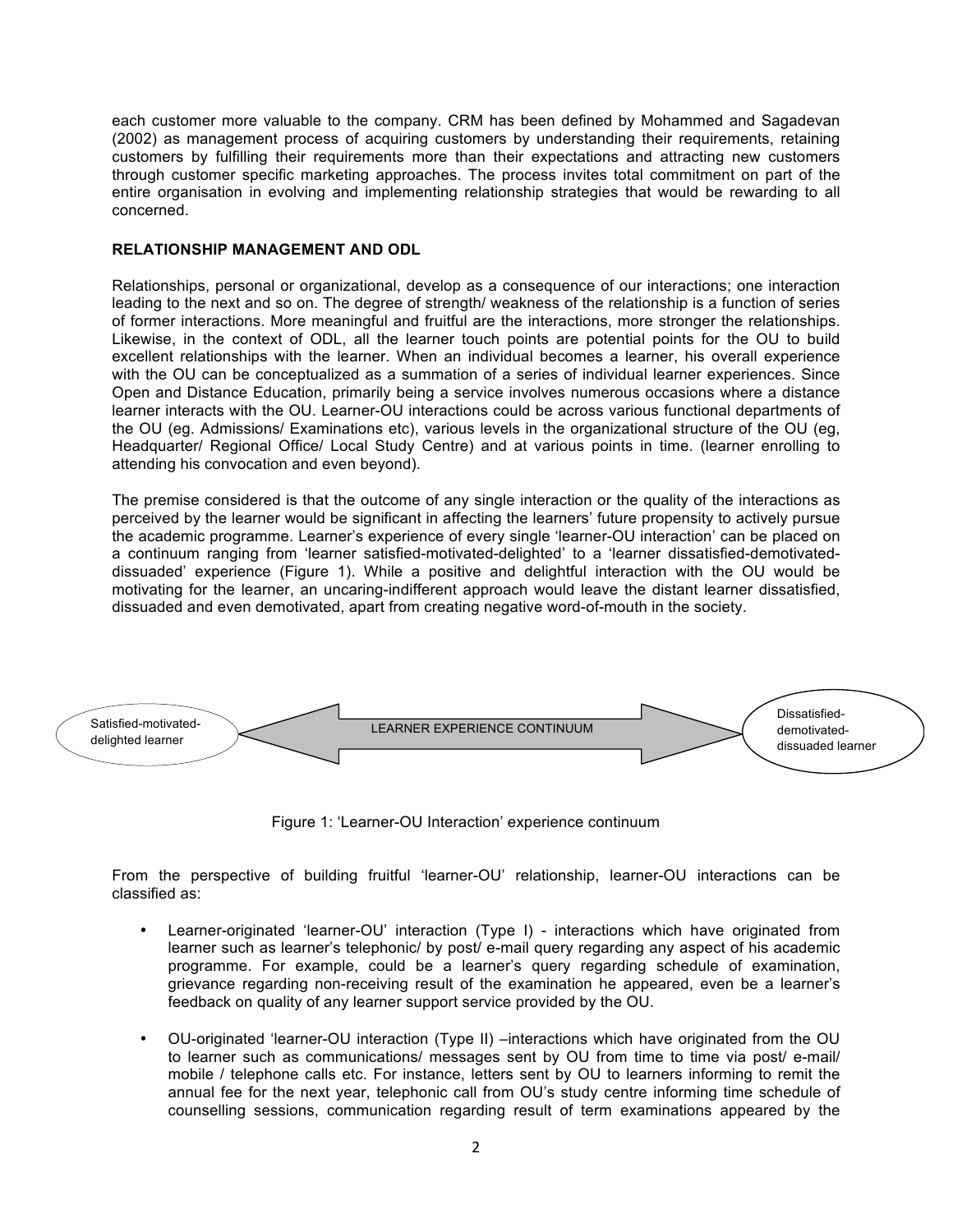each customer more valuable to the company. CRM has been defined by Mohammed and Sagadevan (2002) as management process of acquiring customers by understanding their requirements, retaining customers by fulfilling their requirements more than their expectations and attracting new customers through customer specific marketing approaches. The process invites total commitment on part of the entire organisation in evolving and implementing relationship strategies that would be rewarding to all concerned.

## RELATIONSHIP MANAGEMENT AND ODL

Relationships, personal or organizational, develop as a consequence of our interactions; one interaction leading to the next and so on. The degree of strength/ weakness of the relationship is a function of series of former interactions. More meaningful and fruitful are the interactions, more stronger the relationships. Likewise, in the context of ODL, all the learner touch points are potential points for the OU to build excellent relationships with the learner. When an individual becomes a learner, his overall experience with the OU can be conceptualized as a summation of a series of individual learner experiences. Since Open and Distance Education, primarily being a service involves numerous occasions where a distance learner interacts with the OU. Learner-OU interactions could be across various functional departments of the OU (eg. Admissions/ Examinations etc), various levels in the organizational structure of the OU (eg, Headquarter/ Regional Office/ Local Study Centre) and at various points in time. (learner enrolling to attending his convocation and even beyond).

The premise considered is that the outcome of any single interaction or the quality of the interactions as perceived by the learner would be significant in affecting the learners' future propensity to actively pursue the academic programme. Learner's experience of every single 'learner-OU interaction' can be placed on a continuum ranging from 'learner satisfied-motivated-delighted' to a 'learner dissatisfied-demotivated-dissuaded' experience (Figure 1). While a positive and delightful interaction with the OU would be motivating for the learner, an uncaring-indifferent approach would leave the distant learner dissatisfied, dissuaded and even demotivated, apart from creating negative word-of-mouth in the society.

Satisfied-motivated-delighted learner ⟷ LEARNER EXPERIENCE CONTINUUM ⟷ Dissatisfied-demotivated-dissuaded learner

Figure 1: 'Learner-OU Interaction' experience continuum

From the perspective of building fruitful 'learner-OU' relationship, learner-OU interactions can be classified as:

- Learner-originated 'learner-OU' interaction (Type I) - interactions which have originated from learner such as learner's telephonic/ by post/ e-mail query regarding any aspect of his academic programme. For example, could be a learner's query regarding schedule of examination, grievance regarding non-receiving result of the examination he appeared, even be a learner's feedback on quality of any learner support service provided by the OU.
- OU-originated 'learner-OU interaction (Type II) –interactions which have originated from the OU to learner such as communications/ messages sent by OU from time to time via post/ e-mail/ mobile / telephone calls etc. For instance, letters sent by OU to learners informing to remit the annual fee for the next year, telephonic call from OU's study centre informing time schedule of counselling sessions, communication regarding result of term examinations appeared by the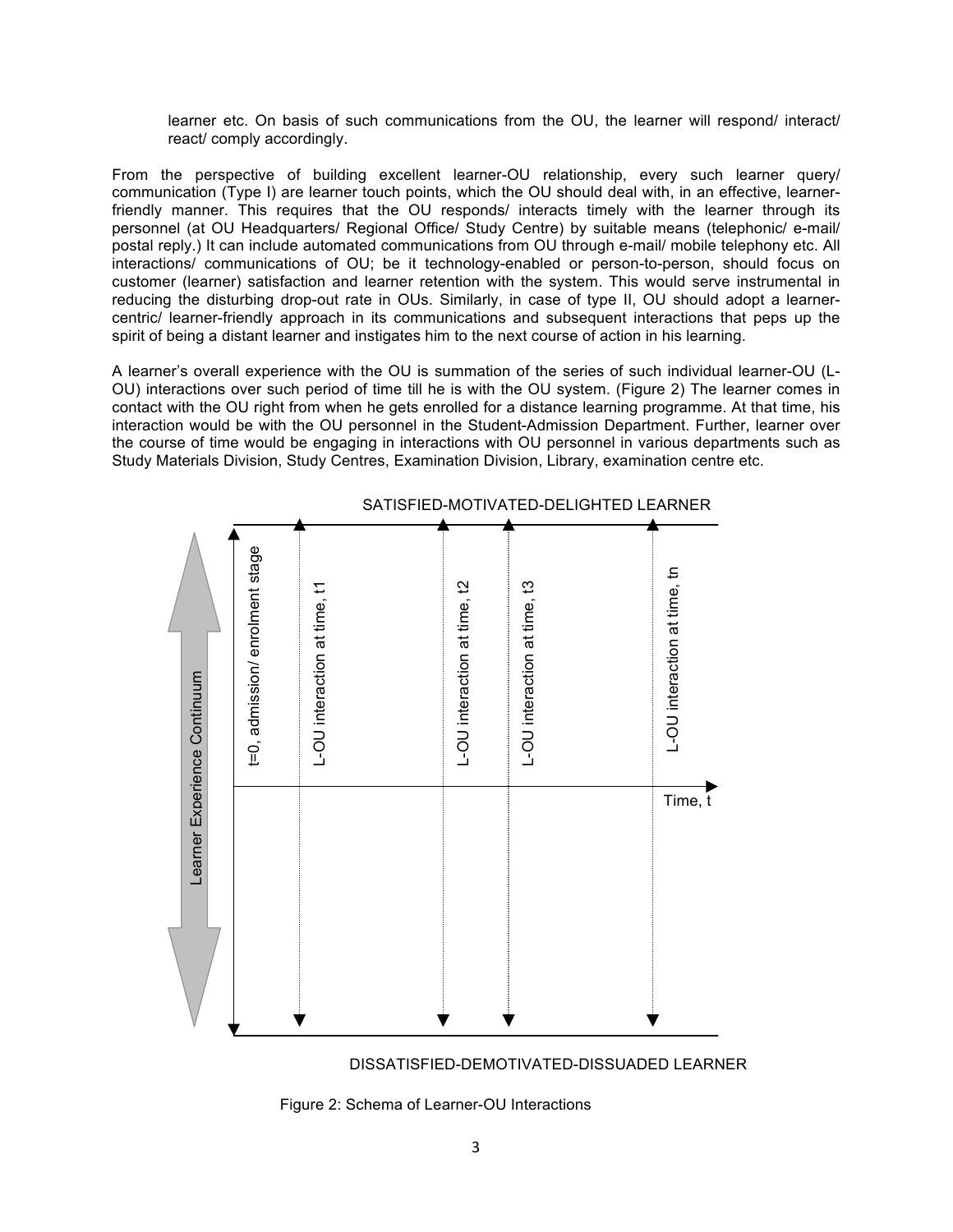learner etc. On basis of such communications from the OU, the learner will respond/ interact/ react/ comply accordingly.

From the perspective of building excellent learner-OU relationship, every such learner query/ communication (Type I) are learner touch points, which the OU should deal with, in an effective, learner-friendly manner. This requires that the OU responds/ interacts timely with the learner through its personnel (at OU Headquarters/ Regional Office/ Study Centre) by suitable means (telephonic/ e-mail/ postal reply.) It can include automated communications from OU through e-mail/ mobile telephony etc. All interactions/ communications of OU; be it technology-enabled or person-to-person, should focus on customer (learner) satisfaction and learner retention with the system. This would serve instrumental in reducing the disturbing drop-out rate in OUs. Similarly, in case of type II, OU should adopt a learner-centric/ learner-friendly approach in its communications and subsequent interactions that peps up the spirit of being a distant learner and instigates him to the next course of action in his learning.

A learner's overall experience with the OU is summation of the series of such individual learner-OU (L-OU) interactions over such period of time till he is with the OU system. (Figure 2) The learner comes in contact with the OU right from when he gets enrolled for a distance learning programme. At that time, his interaction would be with the OU personnel in the Student-Admission Department. Further, learner over the course of time would be engaging in interactions with OU personnel in various departments such as Study Materials Division, Study Centres, Examination Division, Library, examination centre etc.

SATISFIED-MOTIVATED-DELIGHTED LEARNER

Learner Experience Continuum

t=0, admission/ enrolment stage

L-OU interaction at time, t1

L-OU interaction at time, t2

L-OU interaction at time, t3

L-OU interaction at time, tn

Time, t

DISSATISFIED-DEMOTIVATED-DISSUADED LEARNER

Figure 2: Schema of Learner-OU Interactions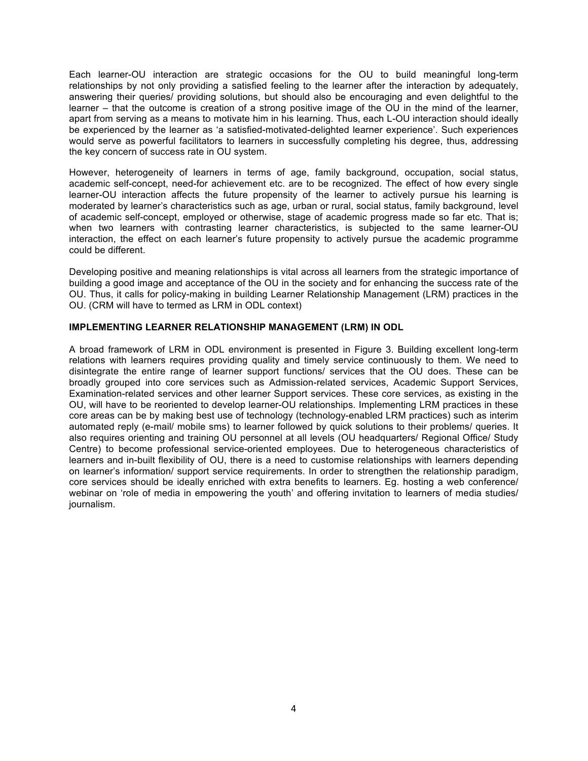Each learner-OU interaction are strategic occasions for the OU to build meaningful long-term relationships by not only providing a satisfied feeling to the learner after the interaction by adequately, answering their queries/ providing solutions, but should also be encouraging and even delightful to the learner – that the outcome is creation of a strong positive image of the OU in the mind of the learner, apart from serving as a means to motivate him in his learning. Thus, each L-OU interaction should ideally be experienced by the learner as 'a satisfied-motivated-delighted learner experience'. Such experiences would serve as powerful facilitators to learners in successfully completing his degree, thus, addressing the key concern of success rate in OU system.

However, heterogeneity of learners in terms of age, family background, occupation, social status, academic self-concept, need-for achievement etc. are to be recognized. The effect of how every single learner-OU interaction affects the future propensity of the learner to actively pursue his learning is moderated by learner's characteristics such as age, urban or rural, social status, family background, level of academic self-concept, employed or otherwise, stage of academic progress made so far etc. That is; when two learners with contrasting learner characteristics, is subjected to the same learner-OU interaction, the effect on each learner's future propensity to actively pursue the academic programme could be different.

Developing positive and meaning relationships is vital across all learners from the strategic importance of building a good image and acceptance of the OU in the society and for enhancing the success rate of the OU. Thus, it calls for policy-making in building Learner Relationship Management (LRM) practices in the OU. (CRM will have to termed as LRM in ODL context)

**IMPLEMENTING LEARNER RELATIONSHIP MANAGEMENT (LRM) IN ODL**

A broad framework of LRM in ODL environment is presented in Figure 3. Building excellent long-term relations with learners requires providing quality and timely service continuously to them. We need to disintegrate the entire range of learner support functions/ services that the OU does. These can be broadly grouped into core services such as Admission-related services, Academic Support Services, Examination-related services and other learner Support services. These core services, as existing in the OU, will have to be reoriented to develop learner-OU relationships. Implementing LRM practices in these core areas can be by making best use of technology (technology-enabled LRM practices) such as interim automated reply (e-mail/ mobile sms) to learner followed by quick solutions to their problems/ queries. It also requires orienting and training OU personnel at all levels (OU headquarters/ Regional Office/ Study Centre) to become professional service-oriented employees. Due to heterogeneous characteristics of learners and in-built flexibility of OU, there is a need to customise relationships with learners depending on learner's information/ support service requirements. In order to strengthen the relationship paradigm, core services should be ideally enriched with extra benefits to learners. Eg. hosting a web conference/ webinar on 'role of media in empowering the youth' and offering invitation to learners of media studies/ journalism.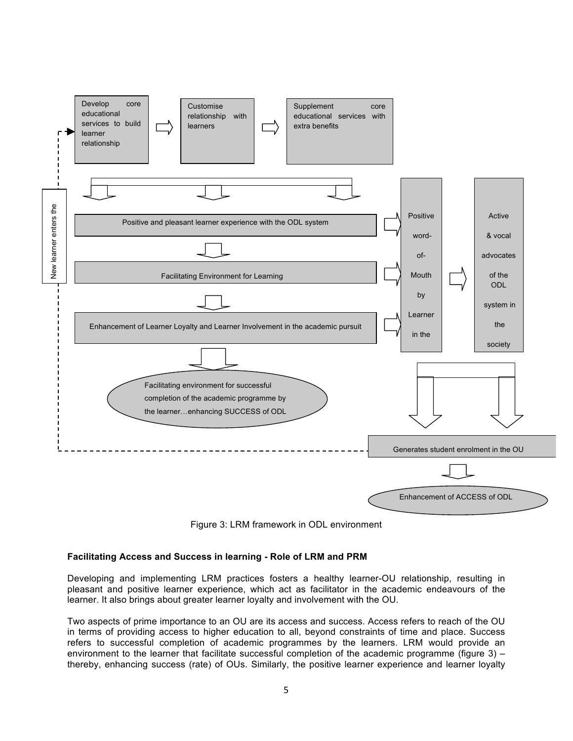Develop core educational services to build learner relationship

Customise relationship with learners

Supplement core educational services with extra benefits

Positive and pleasant learner experience with the ODL system

Facilitating Environment for Learning

Enhancement of Learner Loyalty and Learner Involvement in the academic pursuit

Facilitating environment for successful completion of the academic programme by the learner…enhancing SUCCESS of ODL

Positive word-of-Mouth by Learner in the

Active & vocal advocates of the ODL system in the society

Generates student enrolment in the OU

Enhancement of ACCESS of ODL

New learner enters the

Figure 3: LRM framework in ODL environment

**Facilitating Access and Success in learning - Role of LRM and PRM**

Developing and implementing LRM practices fosters a healthy learner-OU relationship, resulting in pleasant and positive learner experience, which act as facilitator in the academic endeavours of the learner. It also brings about greater learner loyalty and involvement with the OU.

Two aspects of prime importance to an OU are its access and success. Access refers to reach of the OU in terms of providing access to higher education to all, beyond constraints of time and place. Success refers to successful completion of academic programmes by the learners. LRM would provide an environment to the learner that facilitate successful completion of the academic programme (figure 3) – thereby, enhancing success (rate) of OUs. Similarly, the positive learner experience and learner loyalty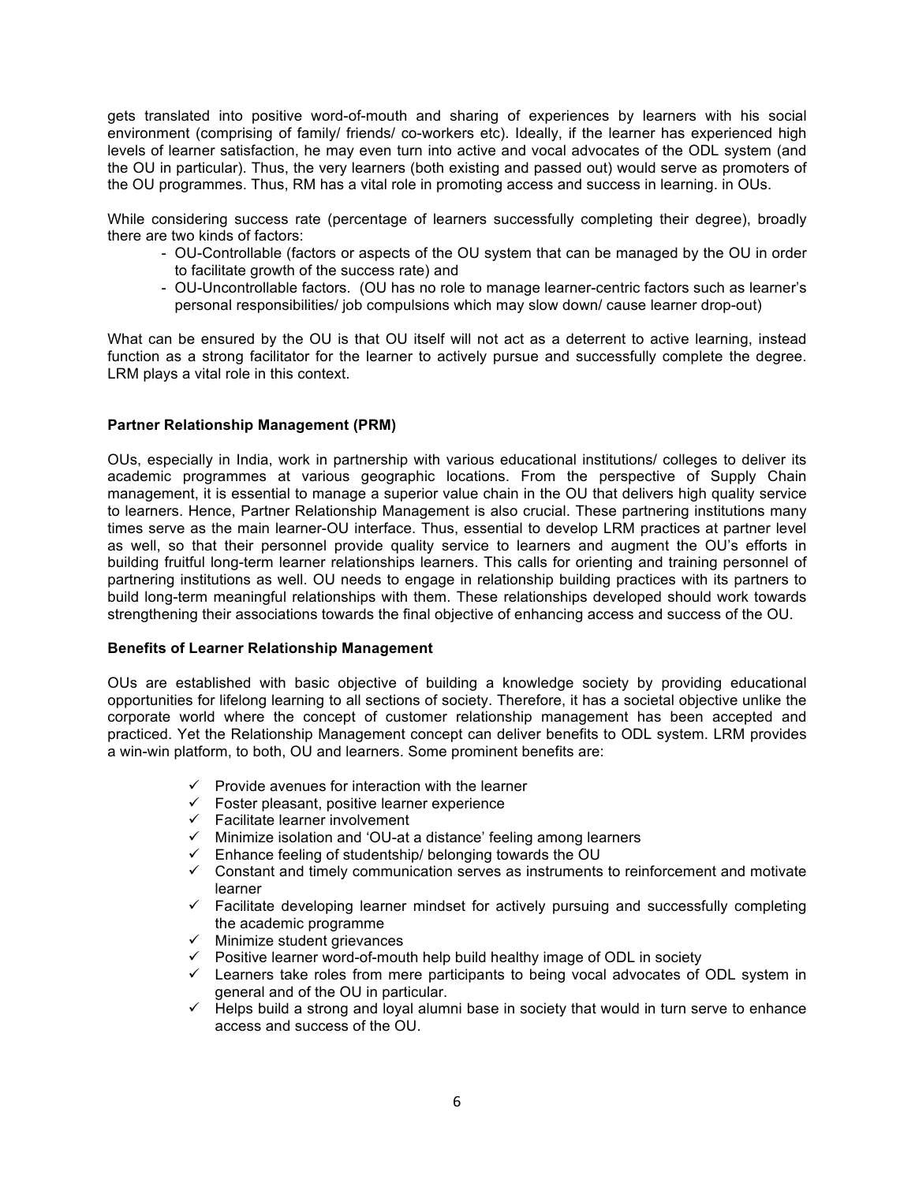gets translated into positive word-of-mouth and sharing of experiences by learners with his social environment (comprising of family/ friends/ co-workers etc). Ideally, if the learner has experienced high levels of learner satisfaction, he may even turn into active and vocal advocates of the ODL system (and the OU in particular). Thus, the very learners (both existing and passed out) would serve as promoters of the OU programmes. Thus, RM has a vital role in promoting access and success in learning. in OUs.

While considering success rate (percentage of learners successfully completing their degree), broadly there are two kinds of factors:

- OU-Controllable (factors or aspects of the OU system that can be managed by the OU in order to facilitate growth of the success rate) and
- OU-Uncontrollable factors. (OU has no role to manage learner-centric factors such as learner's personal responsibilities/ job compulsions which may slow down/ cause learner drop-out)

What can be ensured by the OU is that OU itself will not act as a deterrent to active learning, instead function as a strong facilitator for the learner to actively pursue and successfully complete the degree. LRM plays a vital role in this context.

**Partner Relationship Management (PRM)**

OUs, especially in India, work in partnership with various educational institutions/ colleges to deliver its academic programmes at various geographic locations. From the perspective of Supply Chain management, it is essential to manage a superior value chain in the OU that delivers high quality service to learners. Hence, Partner Relationship Management is also crucial. These partnering institutions many times serve as the main learner-OU interface. Thus, essential to develop LRM practices at partner level as well, so that their personnel provide quality service to learners and augment the OU's efforts in building fruitful long-term learner relationships learners. This calls for orienting and training personnel of partnering institutions as well. OU needs to engage in relationship building practices with its partners to build long-term meaningful relationships with them. These relationships developed should work towards strengthening their associations towards the final objective of enhancing access and success of the OU.

**Benefits of Learner Relationship Management**

OUs are established with basic objective of building a knowledge society by providing educational opportunities for lifelong learning to all sections of society. Therefore, it has a societal objective unlike the corporate world where the concept of customer relationship management has been accepted and practiced. Yet the Relationship Management concept can deliver benefits to ODL system. LRM provides a win-win platform, to both, OU and learners. Some prominent benefits are:

- ✓ Provide avenues for interaction with the learner
- ✓ Foster pleasant, positive learner experience
- ✓ Facilitate learner involvement
- ✓ Minimize isolation and 'OU-at a distance' feeling among learners
- ✓ Enhance feeling of studentship/ belonging towards the OU
- ✓ Constant and timely communication serves as instruments to reinforcement and motivate learner
- ✓ Facilitate developing learner mindset for actively pursuing and successfully completing the academic programme
- ✓ Minimize student grievances
- ✓ Positive learner word-of-mouth help build healthy image of ODL in society
- ✓ Learners take roles from mere participants to being vocal advocates of ODL system in general and of the OU in particular.
- ✓ Helps build a strong and loyal alumni base in society that would in turn serve to enhance access and success of the OU.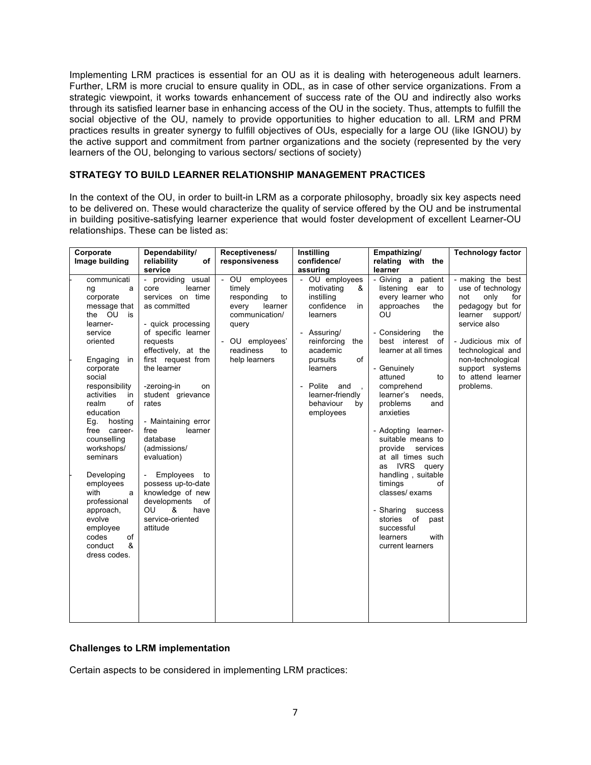Implementing LRM practices is essential for an OU as it is dealing with heterogeneous adult learners. Further, LRM is more crucial to ensure quality in ODL, as in case of other service organizations. From a strategic viewpoint, it works towards enhancement of success rate of the OU and indirectly also works through its satisfied learner base in enhancing access of the OU in the society. Thus, attempts to fulfill the social objective of the OU, namely to provide opportunities to higher education to all. LRM and PRM practices results in greater synergy to fulfill objectives of OUs, especially for a large OU (like IGNOU) by the active support and commitment from partner organizations and the society (represented by the very learners of the OU, belonging to various sectors/ sections of society)

## STRATEGY TO BUILD LEARNER RELATIONSHIP MANAGEMENT PRACTICES

In the context of the OU, in order to built-in LRM as a corporate philosophy, broadly six key aspects need to be delivered on. These would characterize the quality of service offered by the OU and be instrumental in building positive-satisfying learner experience that would foster development of excellent Learner-OU relationships. These can be listed as:

| Corporate Image building | Dependability/ reliability of service | Receptiveness/ responsiveness | Instilling confidence/ assuring | Empathizing/ relating with the learner | Technology factor |
|---|---|---|---|---|---|
| - communicating a corporate message that the OU is learner-service oriented<br><br>- Engaging in corporate social responsibility activities in realm of education Eg. hosting free career-counselling workshops/ seminars<br><br>- Developing employees with a professional approach, evolve employee codes of conduct & dress codes. | - providing usual core learner services on time as committed<br><br>- quick processing of specific learner requests effectively, at the first request from the learner<br><br>-zeroing-in on student grievance rates<br><br>- Maintaining error free learner database (admissions/ evaluation)<br><br>- Employees to possess up-to-date knowledge of new developments of OU & have service-oriented attitude | - OU employees timely responding to every learner communication/ query<br><br>- OU employees' readiness to help learners | - OU employees motivating & instilling confidence in learners<br><br>- Assuring/ reinforcing the academic pursuits of learners<br><br>- Polite and , learner-friendly behaviour by employees | - Giving a patient listening ear to every learner who approaches the OU<br><br>- Considering the best interest of learner at all times<br><br>- Genuinely attuned to comprehend learner's needs, problems and anxieties<br><br>- Adopting learner-suitable means to provide services at all times such as IVRS query handling , suitable timings of classes/ exams<br><br>- Sharing success stories of past successful learners with current learners | - making the best use of technology not only for pedagogy but for learner support/ service also<br><br>- Judicious mix of technological and non-technological support systems to attend learner problems. |

### Challenges to LRM implementation

Certain aspects to be considered in implementing LRM practices: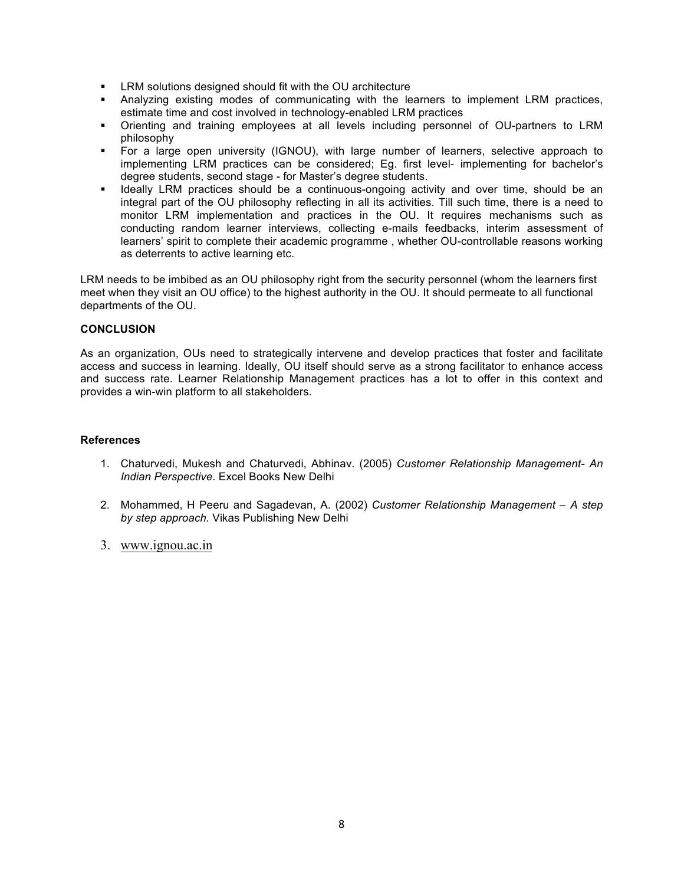- LRM solutions designed should fit with the OU architecture
- Analyzing existing modes of communicating with the learners to implement LRM practices, estimate time and cost involved in technology-enabled LRM practices
- Orienting and training employees at all levels including personnel of OU-partners to LRM philosophy
- For a large open university (IGNOU), with large number of learners, selective approach to implementing LRM practices can be considered; Eg. first level- implementing for bachelor's degree students, second stage - for Master's degree students.
- Ideally LRM practices should be a continuous-ongoing activity and over time, should be an integral part of the OU philosophy reflecting in all its activities. Till such time, there is a need to monitor LRM implementation and practices in the OU. It requires mechanisms such as conducting random learner interviews, collecting e-mails feedbacks, interim assessment of learners' spirit to complete their academic programme , whether OU-controllable reasons working as deterrents to active learning etc.

LRM needs to be imbibed as an OU philosophy right from the security personnel (whom the learners first meet when they visit an OU office) to the highest authority in the OU. It should permeate to all functional departments of the OU.

**CONCLUSION**

As an organization, OUs need to strategically intervene and develop practices that foster and facilitate access and success in learning. Ideally, OU itself should serve as a strong facilitator to enhance access and success rate. Learner Relationship Management practices has a lot to offer in this context and provides a win-win platform to all stakeholders.

**References**

1. Chaturvedi, Mukesh and Chaturvedi, Abhinav. (2005) *Customer Relationship Management- An Indian Perspective*. Excel Books New Delhi

2. Mohammed, H Peeru and Sagadevan, A. (2002) *Customer Relationship Management – A step by step approach.* Vikas Publishing New Delhi

3. www.ignou.ac.in